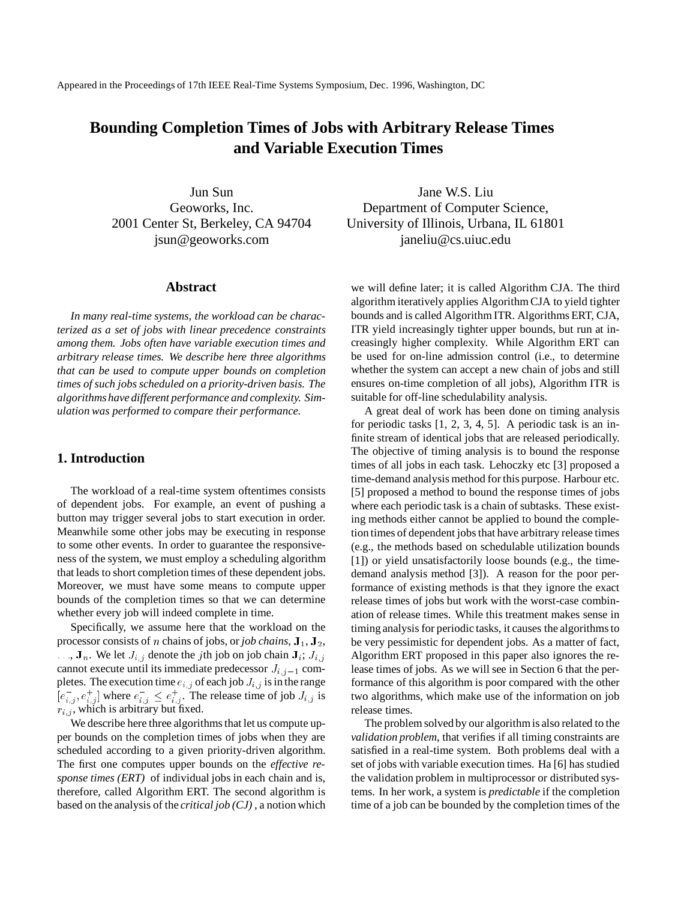Appeared in the Proceedings of 17th IEEE Real-Time Systems Symposium, Dec. 1996, Washington, DC

# Bounding Completion Times of Jobs with Arbitrary Release Times and Variable Execution Times

Jun Sun
Geoworks, Inc.
2001 Center St, Berkeley, CA 94704
jsun@geoworks.com

Jane W.S. Liu
Department of Computer Science,
University of Illinois, Urbana, IL 61801
janeliu@cs.uiuc.edu

## Abstract

*In many real-time systems, the workload can be characterized as a set of jobs with linear precedence constraints among them. Jobs often have variable execution times and arbitrary release times. We describe here three algorithms that can be used to compute upper bounds on completion times of such jobs scheduled on a priority-driven basis. The algorithms have different performance and complexity. Simulation was performed to compare their performance.*

## 1. Introduction

The workload of a real-time system oftentimes consists of dependent jobs. For example, an event of pushing a button may trigger several jobs to start execution in order. Meanwhile some other jobs may be executing in response to some other events. In order to guarantee the responsiveness of the system, we must employ a scheduling algorithm that leads to short completion times of these dependent jobs. Moreover, we must have some means to compute upper bounds of the completion times so that we can determine whether every job will indeed complete in time.

Specifically, we assume here that the workload on the processor consists of $n$ chains of jobs, or *job chains*, $\mathbf{J}_1$, $\mathbf{J}_2$, ..., $\mathbf{J}_n$. We let $J_{i,j}$ denote the $j$th job on job chain $\mathbf{J}_i$; $J_{i,j}$ cannot execute until its immediate predecessor $J_{i,j-1}$ completes. The execution time $e_{i,j}$ of each job $J_{i,j}$ is in the range $[e^-_{i,j}, e^+_{i,j}]$ where $e^-_{i,j} \leq e^+_{i,j}$. The release time of job $J_{i,j}$ is $r_{i,j}$, which is arbitrary but fixed.

We describe here three algorithms that let us compute upper bounds on the completion times of jobs when they are scheduled according to a given priority-driven algorithm. The first one computes upper bounds on the *effective response times (ERT)* of individual jobs in each chain and is, therefore, called Algorithm ERT. The second algorithm is based on the analysis of the *critical job (CJ)*, a notion which we will define later; it is called Algorithm CJA. The third algorithm iteratively applies Algorithm CJA to yield tighter bounds and is called Algorithm ITR. Algorithms ERT, CJA, ITR yield increasingly tighter upper bounds, but run at increasingly higher complexity. While Algorithm ERT can be used for on-line admission control (i.e., to determine whether the system can accept a new chain of jobs and still ensures on-time completion of all jobs), Algorithm ITR is suitable for off-line schedulability analysis.

A great deal of work has been done on timing analysis for periodic tasks [1, 2, 3, 4, 5]. A periodic task is an infinite stream of identical jobs that are released periodically. The objective of timing analysis is to bound the response times of all jobs in each task. Lehoczky etc [3] proposed a time-demand analysis method for this purpose. Harbour etc. [5] proposed a method to bound the response times of jobs where each periodic task is a chain of subtasks. These existing methods either cannot be applied to bound the completion times of dependent jobs that have arbitrary release times (e.g., the methods based on schedulable utilization bounds [1]) or yield unsatisfactorily loose bounds (e.g., the time-demand analysis method [3]). A reason for the poor performance of existing methods is that they ignore the exact release times of jobs but work with the worst-case combination of release times. While this treatment makes sense in timing analysis for periodic tasks, it causes the algorithms to be very pessimistic for dependent jobs. As a matter of fact, Algorithm ERT proposed in this paper also ignores the release times of jobs. As we will see in Section 6 that the performance of this algorithm is poor compared with the other two algorithms, which make use of the information on job release times.

The problem solved by our algorithm is also related to the *validation problem*, that verifies if all timing constraints are satisfied in a real-time system. Both problems deal with a set of jobs with variable execution times. Ha [6] has studied the validation problem in multiprocessor or distributed systems. In her work, a system is *predictable* if the completion time of a job can be bounded by the completion times of the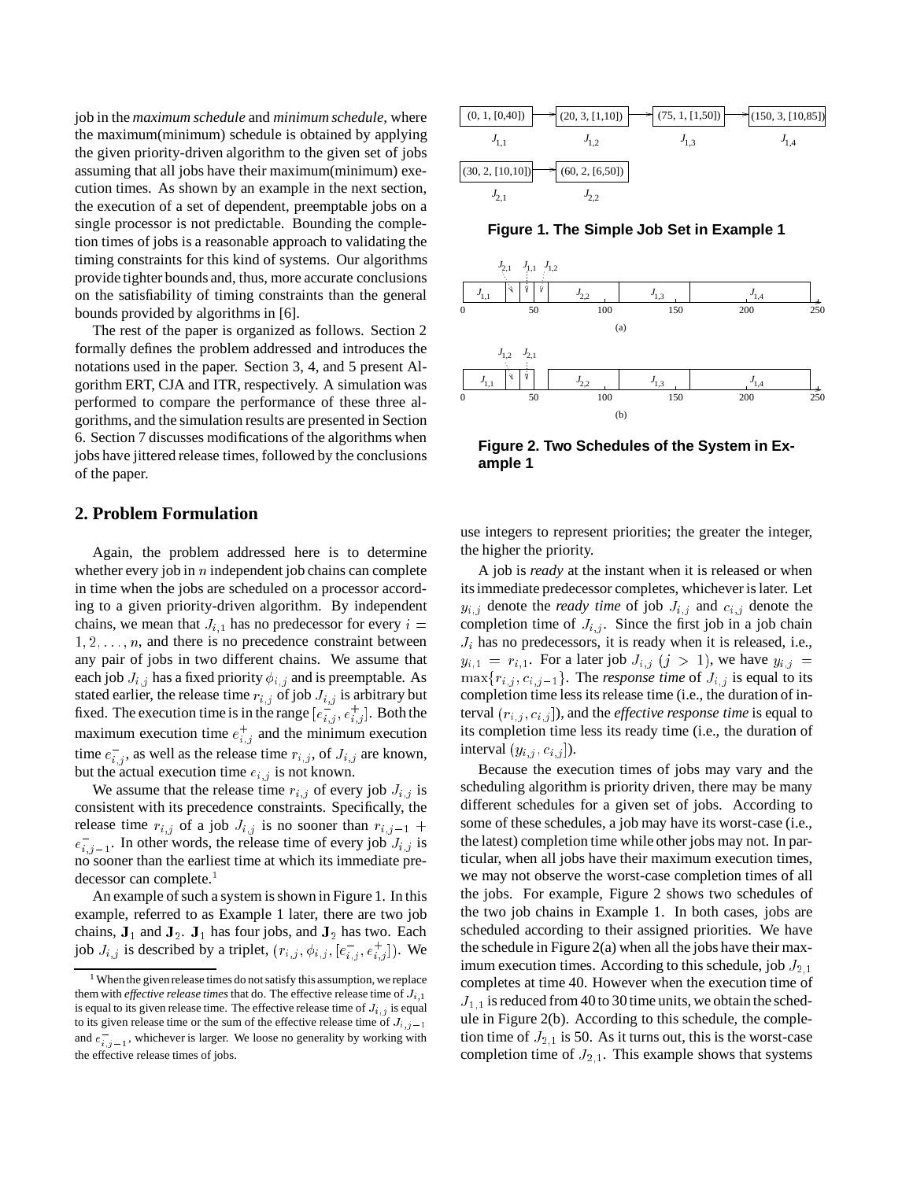job in the *maximum schedule* and *minimum schedule*, where the maximum(minimum) schedule is obtained by applying the given priority-driven algorithm to the given set of jobs assuming that all jobs have their maximum(minimum) execution times. As shown by an example in the next section, the execution of a set of dependent, preemptable jobs on a single processor is not predictable. Bounding the completion times of jobs is a reasonable approach to validating the timing constraints for this kind of systems. Our algorithms provide tighter bounds and, thus, more accurate conclusions on the satisfiability of timing constraints than the general bounds provided by algorithms in [6].

The rest of the paper is organized as follows. Section 2 formally defines the problem addressed and introduces the notations used in the paper. Section 3, 4, and 5 present Algorithm ERT, CJA and ITR, respectively. A simulation was performed to compare the performance of these three algorithms, and the simulation results are presented in Section 6. Section 7 discusses modifications of the algorithms when jobs have jittered release times, followed by the conclusions of the paper.

## 2. Problem Formulation

Again, the problem addressed here is to determine whether every job in $n$ independent job chains can complete in time when the jobs are scheduled on a processor according to a given priority-driven algorithm. By independent chains, we mean that $J_{i,1}$ has no predecessor for every $i = 1, 2, \ldots, n$, and there is no precedence constraint between any pair of jobs in two different chains. We assume that each job $J_{i,j}$ has a fixed priority $\phi_{i,j}$ and is preemptable. As stated earlier, the release time $r_{i,j}$ of job $J_{i,j}$ is arbitrary but fixed. The execution time is in the range $[e^-_{i,j}, e^+_{i,j}]$. Both the maximum execution time $e^+_{i,j}$ and the minimum execution time $e^-_{i,j}$, as well as the release time $r_{i,j}$, of $J_{i,j}$ are known, but the actual execution time $e_{i,j}$ is not known.

We assume that the release time $r_{i,j}$ of every job $J_{i,j}$ is consistent with its precedence constraints. Specifically, the release time $r_{i,j}$ of a job $J_{i,j}$ is no sooner than $r_{i,j-1} + e^-_{i,j-1}$. In other words, the release time of every job $J_{i,j}$ is no sooner than the earliest time at which its immediate predecessor can complete.[1]

An example of such a system is shown in Figure 1. In this example, referred to as Example 1 later, there are two job chains, $\mathbf{J}_1$ and $\mathbf{J}_2$. $\mathbf{J}_1$ has four jobs, and $\mathbf{J}_2$ has two. Each job $J_{i,j}$ is described by a triplet, $(r_{i,j}, \phi_{i,j}, [e^-_{i,j}, e^+_{i,j}])$. We use integers to represent priorities; the greater the integer, the higher the priority.

[1] When the given release times do not satisfy this assumption, we replace them with *effective release times* that do. The effective release time of $J_{i,1}$ is equal to its given release time. The effective release time of $J_{i,j}$ is equal to its given release time or the sum of the effective release time of $J_{i,j-1}$ and $e^-_{i,j-1}$, whichever is larger. We loose no generality by working with the effective release times of jobs.

(0, 1, [0,40]) → (20, 3, [1,10]) → (75, 1, [1,50]) → (150, 3, [10,85])
$J_{1,1}$ $J_{1,2}$ $J_{1,3}$ $J_{1,4}$

(30, 2, [10,10]) → (60, 2, [6,50])
$J_{2,1}$ $J_{2,2}$

**Figure 1. The Simple Job Set in Example 1**

**Figure 2. Two Schedules of the System in Example 1**

A job is *ready* at the instant when it is released or when its immediate predecessor completes, whichever is later. Let $y_{i,j}$ denote the *ready time* of job $J_{i,j}$ and $c_{i,j}$ denote the completion time of $J_{i,j}$. Since the first job in a job chain $J_i$ has no predecessors, it is ready when it is released, i.e., $y_{i,1} = r_{i,1}$. For a later job $J_{i,j}$ $(j > 1)$, we have $y_{i,j} = \max\{r_{i,j}, c_{i,j-1}\}$. The *response time* of $J_{i,j}$ is equal to its completion time less its release time (i.e., the duration of interval $(r_{i,j}, c_{i,j}]$), and the *effective response time* is equal to its completion time less its ready time (i.e., the duration of interval $(y_{i,j}, c_{i,j}]$).

Because the execution times of jobs may vary and the scheduling algorithm is priority driven, there may be many different schedules for a given set of jobs. According to some of these schedules, a job may have its worst-case (i.e., the latest) completion time while other jobs may not. In particular, when all jobs have their maximum execution times, we may not observe the worst-case completion times of all the jobs. For example, Figure 2 shows two schedules of the two job chains in Example 1. In both cases, jobs are scheduled according to their assigned priorities. We have the schedule in Figure 2(a) when all the jobs have their maximum execution times. According to this schedule, job $J_{2,1}$ completes at time 40. However when the execution time of $J_{1,1}$ is reduced from 40 to 30 time units, we obtain the schedule in Figure 2(b). According to this schedule, the completion time of $J_{2,1}$ is 50. As it turns out, this is the worst-case completion time of $J_{2,1}$. This example shows that systems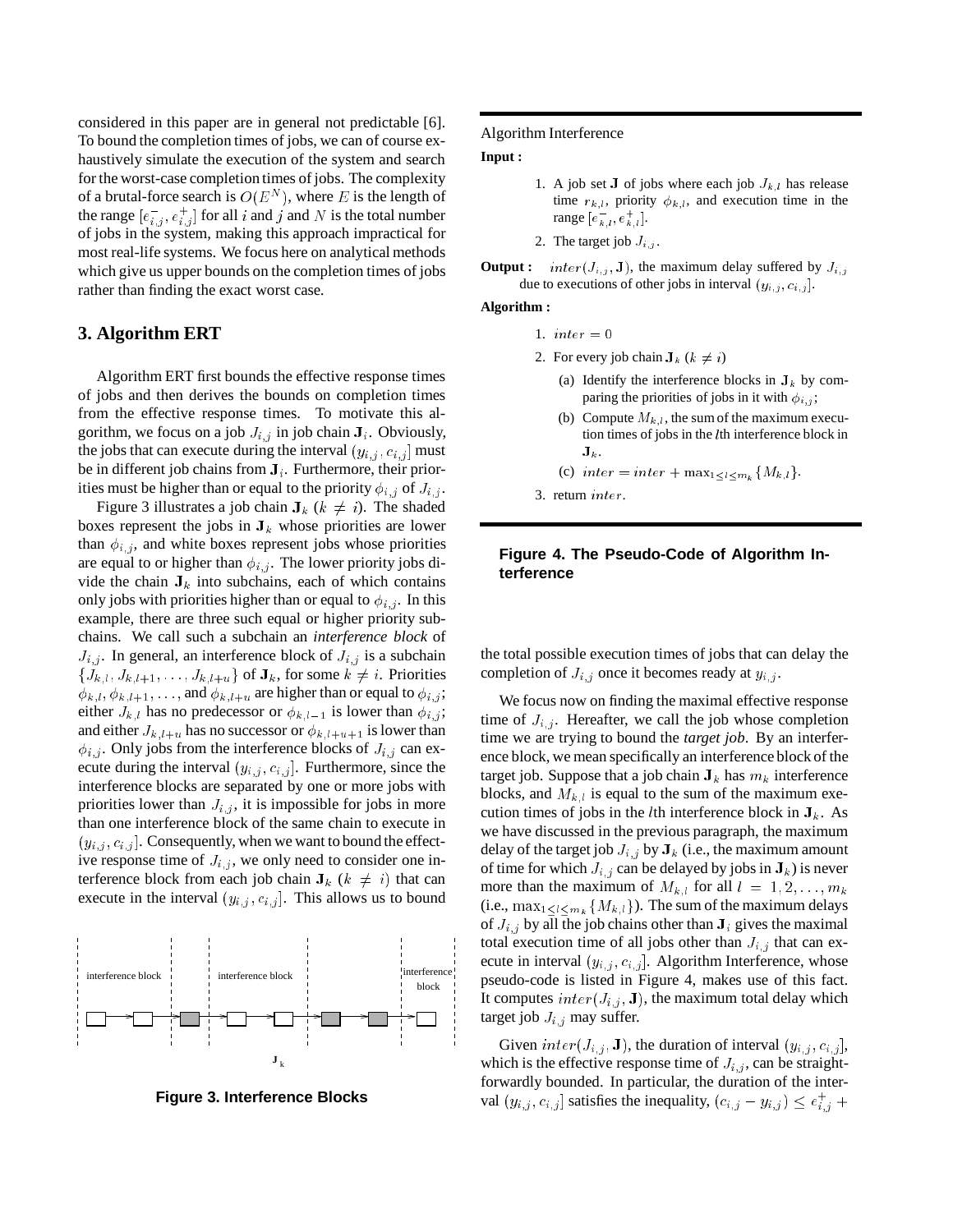considered in this paper are in general not predictable [6]. To bound the completion times of jobs, we can of course exhaustively simulate the execution of the system and search for the worst-case completion times of jobs. The complexity of a brutal-force search is $O(E^N)$, where $E$ is the length of the range $[e^-_{i,j}, e^+_{i,j}]$ for all $i$ and $j$ and $N$ is the total number of jobs in the system, making this approach impractical for most real-life systems. We focus here on analytical methods which give us upper bounds on the completion times of jobs rather than finding the exact worst case.

## 3. Algorithm ERT

Algorithm ERT first bounds the effective response times of jobs and then derives the bounds on completion times from the effective response times. To motivate this algorithm, we focus on a job $J_{i,j}$ in job chain $\mathbf{J}_i$. Obviously, the jobs that can execute during the interval $(y_{i,j}, c_{i,j}]$ must be in different job chains from $\mathbf{J}_i$. Furthermore, their priorities must be higher than or equal to the priority $\phi_{i,j}$ of $J_{i,j}$.

Figure 3 illustrates a job chain $\mathbf{J}_k$ ($k \neq i$). The shaded boxes represent the jobs in $\mathbf{J}_k$ whose priorities are lower than $\phi_{i,j}$, and white boxes represent jobs whose priorities are equal to or higher than $\phi_{i,j}$. The lower priority jobs divide the chain $\mathbf{J}_k$ into subchains, each of which contains only jobs with priorities higher than or equal to $\phi_{i,j}$. In this example, there are three such equal or higher priority subchains. We call such a subchain an *interference block* of $J_{i,j}$. In general, an interference block of $J_{i,j}$ is a subchain $\{J_{k,l}, J_{k,l+1}, \ldots, J_{k,l+u}\}$ of $\mathbf{J}_k$, for some $k \neq i$. Priorities $\phi_{k,l}, \phi_{k,l+1}, \ldots,$ and $\phi_{k,l+u}$ are higher than or equal to $\phi_{i,j}$; either $J_{k,l}$ has no predecessor or $\phi_{k,l-1}$ is lower than $\phi_{i,j}$; and either $J_{k,l+u}$ has no successor or $\phi_{k,l+u+1}$ is lower than $\phi_{i,j}$. Only jobs from the interference blocks of $J_{i,j}$ can execute during the interval $(y_{i,j}, c_{i,j}]$. Furthermore, since the interference blocks are separated by one or more jobs with priorities lower than $J_{i,j}$, it is impossible for jobs in more than one interference block of the same chain to execute in $(y_{i,j}, c_{i,j}]$. Consequently, when we want to bound the effective response time of $J_{i,j}$, we only need to consider one interference block from each job chain $\mathbf{J}_k$ ($k \neq i$) that can execute in the interval $(y_{i,j}, c_{i,j}]$. This allows us to bound the total possible execution times of jobs that can delay the completion of $J_{i,j}$ once it becomes ready at $y_{i,j}$.

**Figure 3. Interference Blocks**

---

Algorithm Interference

**Input :**

1. A job set $\mathbf{J}$ of jobs where each job $J_{k,l}$ has release time $r_{k,l}$, priority $\phi_{k,l}$, and execution time in the range $[e^-_{k,l}, e^+_{k,l}]$.
2. The target job $J_{i,j}$.

**Output :** $inter(J_{i,j}, \mathbf{J})$, the maximum delay suffered by $J_{i,j}$ due to executions of other jobs in interval $(y_{i,j}, c_{i,j}]$.

**Algorithm :**

1. $inter = 0$
2. For every job chain $\mathbf{J}_k$ ($k \neq i$)
   (a) Identify the interference blocks in $\mathbf{J}_k$ by comparing the priorities of jobs in it with $\phi_{i,j}$;
   (b) Compute $M_{k,l}$, the sum of the maximum execution times of jobs in the $l$th interference block in $\mathbf{J}_k$.
   (c) $inter = inter + \max_{1 \leq l \leq m_k}\{M_{k,l}\}$.
3. return $inter$.

---

**Figure 4. The Pseudo-Code of Algorithm Interference**

We focus now on finding the maximal effective response time of $J_{i,j}$. Hereafter, we call the job whose completion time we are trying to bound the *target job*. By an interference block, we mean specifically an interference block of the target job. Suppose that a job chain $\mathbf{J}_k$ has $m_k$ interference blocks, and $M_{k,l}$ is equal to the sum of the maximum execution times of jobs in the $l$th interference block in $\mathbf{J}_k$. As we have discussed in the previous paragraph, the maximum delay of the target job $J_{i,j}$ by $\mathbf{J}_k$ (i.e., the maximum amount of time for which $J_{i,j}$ can be delayed by jobs in $\mathbf{J}_k$) is never more than the maximum of $M_{k,l}$ for all $l = 1, 2, \ldots, m_k$ (i.e., $\max_{1 \leq l \leq m_k}\{M_{k,l}\}$). The sum of the maximum delays of $J_{i,j}$ by all the job chains other than $\mathbf{J}_i$ gives the maximal total execution time of all jobs other than $J_{i,j}$ that can execute in interval $(y_{i,j}, c_{i,j}]$. Algorithm Interference, whose pseudo-code is listed in Figure 4, makes use of this fact. It computes $inter(J_{i,j}, \mathbf{J})$, the maximum total delay which target job $J_{i,j}$ may suffer.

Given $inter(J_{i,j}, \mathbf{J})$, the duration of interval $(y_{i,j}, c_{i,j}]$, which is the effective response time of $J_{i,j}$, can be straightforwardly bounded. In particular, the duration of the interval $(y_{i,j}, c_{i,j}]$ satisfies the inequality, $(c_{i,j} - y_{i,j}) \leq e^+_{i,j} +$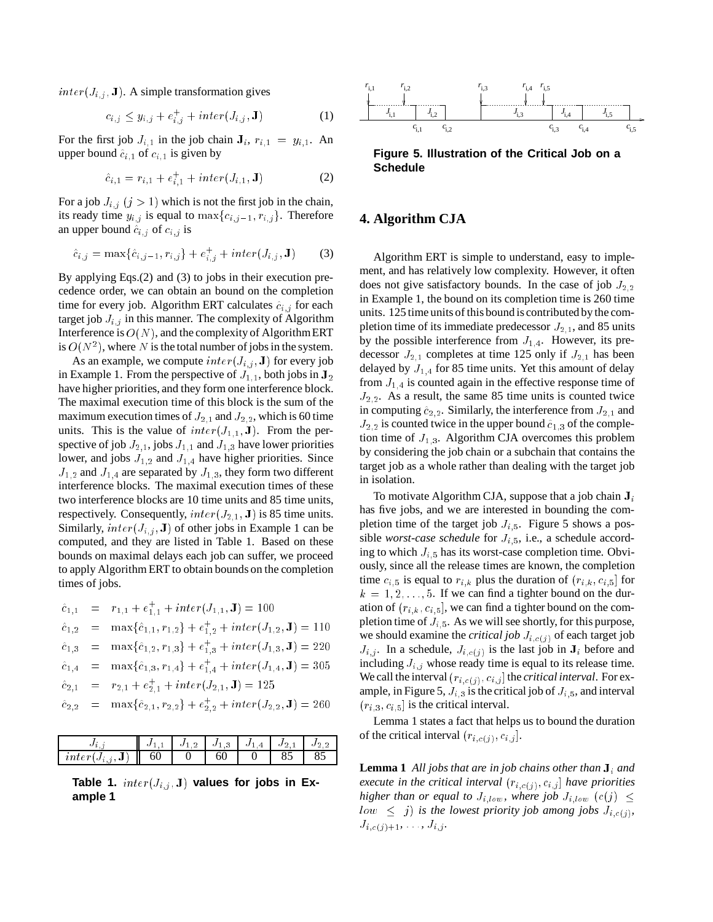$inter(J_{i,j}, \mathbf{J})$. A simple transformation gives

$$c_{i,j} \leq y_{i,j} + e^+_{i,j} + inter(J_{i,j}, \mathbf{J}) \qquad (1)$$

For the first job $J_{i,1}$ in the job chain $\mathbf{J}_i$, $r_{i,1} = y_{i,1}$. An upper bound $\hat{c}_{i,1}$ of $c_{i,1}$ is given by

$$\hat{c}_{i,1} = r_{i,1} + e^+_{i,1} + inter(J_{i,1}, \mathbf{J}) \qquad (2)$$

For a job $J_{i,j}$ $(j > 1)$ which is not the first job in the chain, its ready time $y_{i,j}$ is equal to $\max\{c_{i,j-1}, r_{i,j}\}$. Therefore an upper bound $\hat{c}_{i,j}$ of $c_{i,j}$ is

$$\hat{c}_{i,j} = \max\{\hat{c}_{i,j-1}, r_{i,j}\} + e^+_{i,j} + inter(J_{i,j}, \mathbf{J}) \qquad (3)$$

By applying Eqs.(2) and (3) to jobs in their execution precedence order, we can obtain an bound on the completion time for every job. Algorithm ERT calculates $\hat{c}_{i,j}$ for each target job $J_{i,j}$ in this manner. The complexity of Algorithm Interference is $O(N)$, and the complexity of Algorithm ERT is $O(N^2)$, where $N$ is the total number of jobs in the system.

As an example, we compute $inter(J_{i,j}, \mathbf{J})$ for every job in Example 1. From the perspective of $J_{1,1}$, both jobs in $\mathbf{J}_2$ have higher priorities, and they form one interference block. The maximal execution time of this block is the sum of the maximum execution times of $J_{2,1}$ and $J_{2,2}$, which is 60 time units. This is the value of $inter(J_{1,1}, \mathbf{J})$. From the perspective of job $J_{2,1}$, jobs $J_{1,1}$ and $J_{1,3}$ have lower priorities lower, and jobs $J_{1,2}$ and $J_{1,4}$ have higher priorities. Since $J_{1,2}$ and $J_{1,4}$ are separated by $J_{1,3}$, they form two different interference blocks. The maximal execution times of these two interference blocks are 10 time units and 85 time units, respectively. Consequently, $inter(J_{2,1}, \mathbf{J})$ is 85 time units. Similarly, $inter(J_{i,j}, \mathbf{J})$ of other jobs in Example 1 can be computed, and they are listed in Table 1. Based on these bounds on maximal delays each job can suffer, we proceed to apply Algorithm ERT to obtain bounds on the completion times of jobs.

$$\begin{aligned}
\hat{c}_{1,1} &= r_{1,1} + e^+_{1,1} + inter(J_{1,1}, \mathbf{J}) = 100 \\
\hat{c}_{1,2} &= \max\{\hat{c}_{1,1}, r_{1,2}\} + e^+_{1,2} + inter(J_{1,2}, \mathbf{J}) = 110 \\
\hat{c}_{1,3} &= \max\{\hat{c}_{1,2}, r_{1,3}\} + e^+_{1,3} + inter(J_{1,3}, \mathbf{J}) = 220 \\
\hat{c}_{1,4} &= \max\{\hat{c}_{1,3}, r_{1,4}\} + e^+_{1,4} + inter(J_{1,4}, \mathbf{J}) = 305 \\
\hat{c}_{2,1} &= r_{2,1} + e^+_{2,1} + inter(J_{2,1}, \mathbf{J}) = 125 \\
\hat{c}_{2,2} &= \max\{\hat{c}_{2,1}, r_{2,2}\} + e^+_{2,2} + inter(J_{2,2}, \mathbf{J}) = 260
\end{aligned}$$

| $J_{i,j}$ | $J_{1,1}$ | $J_{1,2}$ | $J_{1,3}$ | $J_{1,4}$ | $J_{2,1}$ | $J_{2,2}$ |
|---|---|---|---|---|---|---|
| $inter(J_{i,j}, \mathbf{J})$ | 60 | 0 | 60 | 0 | 85 | 85 |

**Table 1.** $inter(J_{i,j}, \mathbf{J})$ **values for jobs in Example 1**

**Figure 5. Illustration of the Critical Job on a Schedule**

## 4. Algorithm CJA

Algorithm ERT is simple to understand, easy to implement, and has relatively low complexity. However, it often does not give satisfactory bounds. In the case of job $J_{2,2}$ in Example 1, the bound on its completion time is 260 time units. 125 time units of this bound is contributed by the completion time of its immediate predecessor $J_{2,1}$, and 85 units by the possible interference from $J_{1,4}$. However, its predecessor $J_{2,1}$ completes at time 125 only if $J_{2,1}$ has been delayed by $J_{1,4}$ for 85 time units. Yet this amount of delay from $J_{1,4}$ is counted again in the effective response time of $J_{2,2}$. As a result, the same 85 time units is counted twice in computing $\hat{c}_{2,2}$. Similarly, the interference from $J_{2,1}$ and $J_{2,2}$ is counted twice in the upper bound $\hat{c}_{1,3}$ of the completion time of $J_{1,3}$. Algorithm CJA overcomes this problem by considering the job chain or a subchain that contains the target job as a whole rather than dealing with the target job in isolation.

To motivate Algorithm CJA, suppose that a job chain $\mathbf{J}_i$ has five jobs, and we are interested in bounding the completion time of the target job $J_{i,5}$. Figure 5 shows a possible *worst-case schedule* for $J_{i,5}$, i.e., a schedule according to which $J_{i,5}$ has its worst-case completion time. Obviously, since all the release times are known, the completion time $c_{i,5}$ is equal to $r_{i,k}$ plus the duration of $(r_{i,k}, c_{i,5}]$ for $k = 1, 2, \ldots, 5$. If we can find a tighter bound on the duration of $(r_{i,k}, c_{i,5}]$, we can find a tighter bound on the completion time of $J_{i,5}$. As we will see shortly, for this purpose, we should examine the *critical job* $J_{i,c(j)}$ of each target job $J_{i,j}$. In a schedule, $J_{i,c(j)}$ is the last job in $\mathbf{J}_i$ before and including $J_{i,j}$ whose ready time is equal to its release time. We call the interval $(r_{i,c(j)}, c_{i,j}]$ the *critical interval*. For example, in Figure 5, $J_{i,3}$ is the critical job of $J_{i,5}$, and interval $(r_{i,3}, c_{i,5}]$ is the critical interval.

Lemma 1 states a fact that helps us to bound the duration of the critical interval $(r_{i,c(j)}, c_{i,j}]$.

**Lemma 1** *All jobs that are in job chains other than* $\mathbf{J}_i$ *and execute in the critical interval* $(r_{i,c(j)}, c_{i,j}]$ *have priorities higher than or equal to* $J_{i,low}$*, where job* $J_{i,low}$ $(c(j) \leq low \leq j)$ *is the lowest priority job among jobs* $J_{i,c(j)}$*,* $J_{i,c(j)+1}, \ldots, J_{i,j}$*.*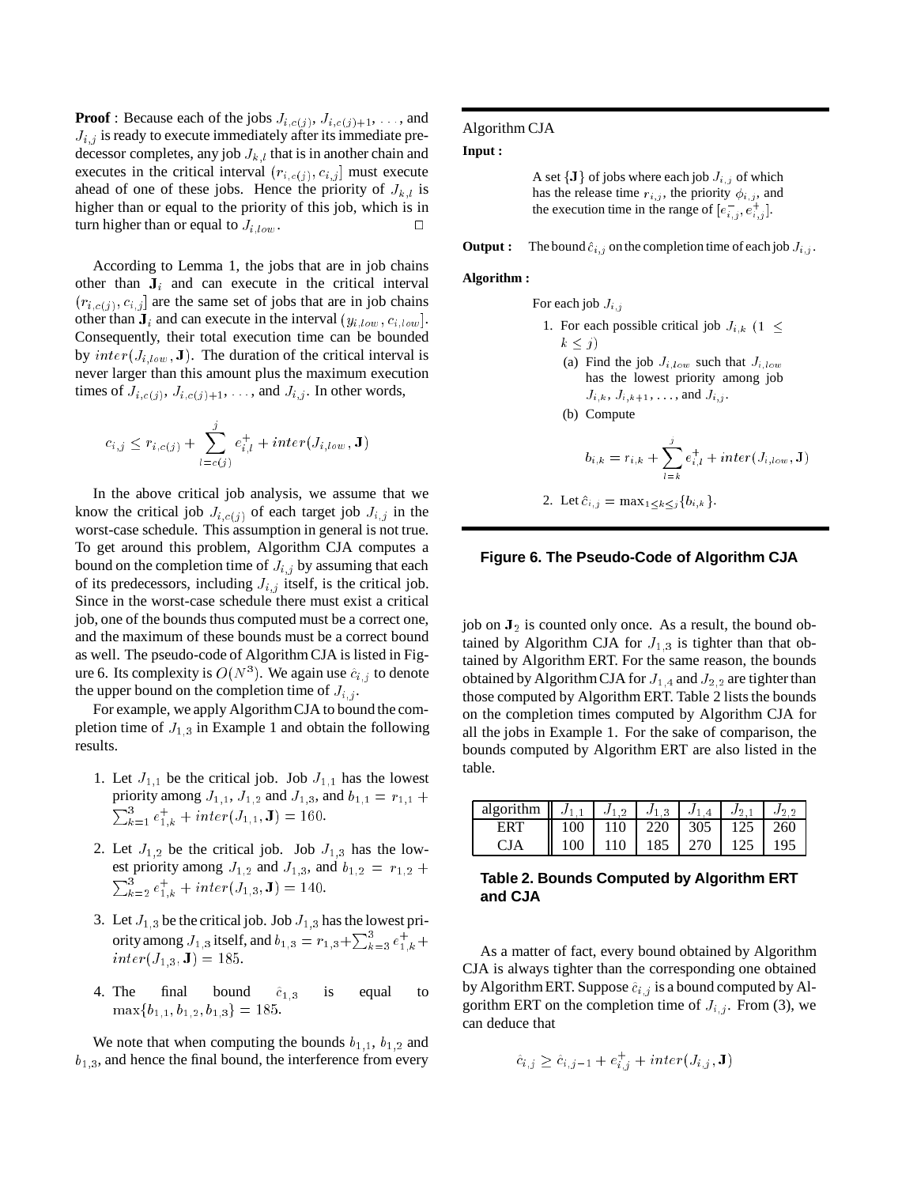**Proof** : Because each of the jobs $J_{i,c(j)}$, $J_{i,c(j)+1}$, $\ldots$, and $J_{i,j}$ is ready to execute immediately after its immediate predecessor completes, any job $J_{k,l}$ that is in another chain and executes in the critical interval $(r_{i,c(j)}, c_{i,j}]$ must execute ahead of one of these jobs. Hence the priority of $J_{k,l}$ is higher than or equal to the priority of this job, which is in turn higher than or equal to $J_{i,low}$. □

According to Lemma 1, the jobs that are in job chains other than $\mathbf{J}_i$ and can execute in the critical interval $(r_{i,c(j)}, c_{i,j}]$ are the same set of jobs that are in job chains other than $\mathbf{J}_i$ and can execute in the interval $(y_{i,low}, c_{i,low}]$. Consequently, their total execution time can be bounded by $inter(J_{i,low}, \mathbf{J})$. The duration of the critical interval is never larger than this amount plus the maximum execution times of $J_{i,c(j)}$, $J_{i,c(j)+1}$, $\ldots$, and $J_{i,j}$. In other words,

$$c_{i,j} \leq r_{i,c(j)} + \sum_{l=c(j)}^{j} e_{i,l}^{+} + inter(J_{i,low}, \mathbf{J})$$

In the above critical job analysis, we assume that we know the critical job $J_{i,c(j)}$ of each target job $J_{i,j}$ in the worst-case schedule. This assumption in general is not true. To get around this problem, Algorithm CJA computes a bound on the completion time of $J_{i,j}$ by assuming that each of its predecessors, including $J_{i,j}$ itself, is the critical job. Since in the worst-case schedule there must exist a critical job, one of the bounds thus computed must be a correct one, and the maximum of these bounds must be a correct bound as well. The pseudo-code of Algorithm CJA is listed in Figure 6. Its complexity is $O(N^3)$. We again use $\hat{c}_{i,j}$ to denote the upper bound on the completion time of $J_{i,j}$.

For example, we apply Algorithm CJA to bound the completion time of $J_{1,3}$ in Example 1 and obtain the following results.

1. Let $J_{1,1}$ be the critical job. Job $J_{1,1}$ has the lowest priority among $J_{1,1}$, $J_{1,2}$ and $J_{1,3}$, and $b_{1,1} = r_{1,1} + \sum_{k=1}^{3} e_{1,k}^{+} + inter(J_{1,1}, \mathbf{J}) = 160$.
2. Let $J_{1,2}$ be the critical job. Job $J_{1,3}$ has the lowest priority among $J_{1,2}$ and $J_{1,3}$, and $b_{1,2} = r_{1,2} + \sum_{k=2}^{3} e_{1,k}^{+} + inter(J_{1,3}, \mathbf{J}) = 140$.
3. Let $J_{1,3}$ be the critical job. Job $J_{1,3}$ has the lowest priority among $J_{1,3}$ itself, and $b_{1,3} = r_{1,3} + \sum_{k=3}^{3} e_{1,k}^{+} + inter(J_{1,3}, \mathbf{J}) = 185$.
4. The final bound $\hat{c}_{1,3}$ is equal to $\max\{b_{1,1}, b_{1,2}, b_{1,3}\} = 185$.

We note that when computing the bounds $b_{1,1}$, $b_{1,2}$ and $b_{1,3}$, and hence the final bound, the interference from every job on $\mathbf{J}_2$ is counted only once. As a result, the bound obtained by Algorithm CJA for $J_{1,3}$ is tighter than that obtained by Algorithm ERT. For the same reason, the bounds obtained by Algorithm CJA for $J_{1,4}$ and $J_{2,2}$ are tighter than those computed by Algorithm ERT. Table 2 lists the bounds on the completion times computed by Algorithm CJA for all the jobs in Example 1. For the sake of comparison, the bounds computed by Algorithm ERT are also listed in the table.

---

Algorithm CJA

**Input :**

A set $\{\mathbf{J}\}$ of jobs where each job $J_{i,j}$ of which has the release time $r_{i,j}$, the priority $\phi_{i,j}$, and the execution time in the range of $[e_{i,j}^{-}, e_{i,j}^{+}]$.

**Output :** The bound $\hat{c}_{i,j}$ on the completion time of each job $J_{i,j}$.

**Algorithm :**

For each job $J_{i,j}$

1. For each possible critical job $J_{i,k}$ $(1 \leq k \leq j)$
   (a) Find the job $J_{i,low}$ such that $J_{i,low}$ has the lowest priority among job $J_{i,k}$, $J_{i,k+1}$, $\ldots$, and $J_{i,j}$.
   (b) Compute
   $$b_{i,k} = r_{i,k} + \sum_{l=k}^{j} e_{i,l}^{+} + inter(J_{i,low}, \mathbf{J})$$
2. Let $\hat{c}_{i,j} = \max_{1 \leq k \leq j}\{b_{i,k}\}$.

---

**Figure 6. The Pseudo-Code of Algorithm CJA**

| algorithm | $J_{1,1}$ | $J_{1,2}$ | $J_{1,3}$ | $J_{1,4}$ | $J_{2,1}$ | $J_{2,2}$ |
|---|---|---|---|---|---|---|
| ERT | 100 | 110 | 220 | 305 | 125 | 260 |
| CJA | 100 | 110 | 185 | 270 | 125 | 195 |

**Table 2. Bounds Computed by Algorithm ERT and CJA**

As a matter of fact, every bound obtained by Algorithm CJA is always tighter than the corresponding one obtained by Algorithm ERT. Suppose $\hat{c}_{i,j}$ is a bound computed by Algorithm ERT on the completion time of $J_{i,j}$. From (3), we can deduce that

$$\hat{c}_{i,j} \geq \hat{c}_{i,j-1} + e_{i,j}^{+} + inter(J_{i,j}, \mathbf{J})$$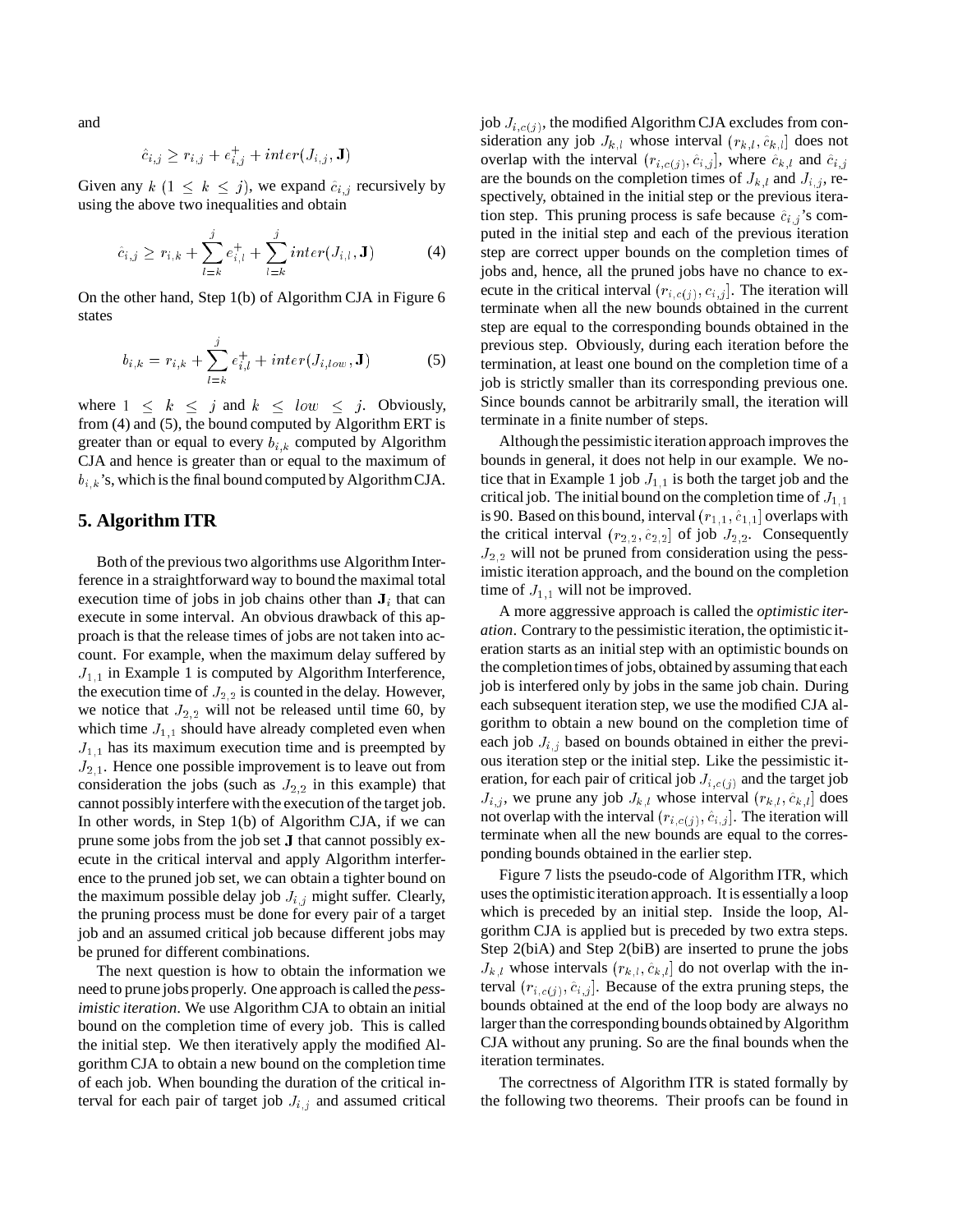and

$$\hat{c}_{i,j} \geq r_{i,j} + e^{+}_{i,j} + inter(J_{i,j}, \mathbf{J})$$

Given any $k$ ($1 \leq k \leq j$), we expand $\hat{c}_{i,j}$ recursively by using the above two inequalities and obtain

$$\hat{c}_{i,j} \geq r_{i,k} + \sum_{l=k}^{j} e^{+}_{i,l} + \sum_{l=k}^{j} inter(J_{i,l}, \mathbf{J}) \qquad (4)$$

On the other hand, Step 1(b) of Algorithm CJA in Figure 6 states

$$b_{i,k} = r_{i,k} + \sum_{l=k}^{j} e^{+}_{i,l} + inter(J_{i,low}, \mathbf{J}) \qquad (5)$$

where $1 \leq k \leq j$ and $k \leq low \leq j$. Obviously, from (4) and (5), the bound computed by Algorithm ERT is greater than or equal to every $b_{i,k}$ computed by Algorithm CJA and hence is greater than or equal to the maximum of $b_{i,k}$'s, which is the final bound computed by Algorithm CJA.

## 5. Algorithm ITR

Both of the previous two algorithms use Algorithm Interference in a straightforward way to bound the maximal total execution time of jobs in job chains other than $\mathbf{J}_i$ that can execute in some interval. An obvious drawback of this approach is that the release times of jobs are not taken into account. For example, when the maximum delay suffered by $J_{1,1}$ in Example 1 is computed by Algorithm Interference, the execution time of $J_{2,2}$ is counted in the delay. However, we notice that $J_{2,2}$ will not be released until time 60, by which time $J_{1,1}$ should have already completed even when $J_{1,1}$ has its maximum execution time and is preempted by $J_{2,1}$. Hence one possible improvement is to leave out from consideration the jobs (such as $J_{2,2}$ in this example) that cannot possibly interfere with the execution of the target job. In other words, in Step 1(b) of Algorithm CJA, if we can prune some jobs from the job set $\mathbf{J}$ that cannot possibly execute in the critical interval and apply Algorithm interference to the pruned job set, we can obtain a tighter bound on the maximum possible delay job $J_{i,j}$ might suffer. Clearly, the pruning process must be done for every pair of a target job and an assumed critical job because different jobs may be pruned for different combinations.

The next question is how to obtain the information we need to prune jobs properly. One approach is called the *pessimistic iteration*. We use Algorithm CJA to obtain an initial bound on the completion time of every job. This is called the initial step. We then iteratively apply the modified Algorithm CJA to obtain a new bound on the completion time of each job. When bounding the duration of the critical interval for each pair of target job $J_{i,j}$ and assumed critical job $J_{i,c(j)}$, the modified Algorithm CJA excludes from consideration any job $J_{k,l}$ whose interval $(r_{k,l}, \hat{c}_{k,l}]$ does not overlap with the interval $(r_{i,c(j)}, \hat{c}_{i,j}]$, where $\hat{c}_{k,l}$ and $\hat{c}_{i,j}$ are the bounds on the completion times of $J_{k,l}$ and $J_{i,j}$, respectively, obtained in the initial step or the previous iteration step. This pruning process is safe because $\hat{c}_{i,j}$'s computed in the initial step and each of the previous iteration step are correct upper bounds on the completion times of jobs and, hence, all the pruned jobs have no chance to execute in the critical interval $(r_{i,c(j)}, c_{i,j}]$. The iteration will terminate when all the new bounds obtained in the current step are equal to the corresponding bounds obtained in the previous step. Obviously, during each iteration before the termination, at least one bound on the completion time of a job is strictly smaller than its corresponding previous one. Since bounds cannot be arbitrarily small, the iteration will terminate in a finite number of steps.

Although the pessimistic iteration approach improves the bounds in general, it does not help in our example. We notice that in Example 1 job $J_{1,1}$ is both the target job and the critical job. The initial bound on the completion time of $J_{1,1}$ is 90. Based on this bound, interval $(r_{1,1}, \hat{c}_{1,1}]$ overlaps with the critical interval $(r_{2,2}, \hat{c}_{2,2}]$ of job $J_{2,2}$. Consequently $J_{2,2}$ will not be pruned from consideration using the pessimistic iteration approach, and the bound on the completion time of $J_{1,1}$ will not be improved.

A more aggressive approach is called the *optimistic iteration*. Contrary to the pessimistic iteration, the optimistic iteration starts as an initial step with an optimistic bounds on the completion times of jobs, obtained by assuming that each job is interfered only by jobs in the same job chain. During each subsequent iteration step, we use the modified CJA algorithm to obtain a new bound on the completion time of each job $J_{i,j}$ based on bounds obtained in either the previous iteration step or the initial step. Like the pessimistic iteration, for each pair of critical job $J_{i,c(j)}$ and the target job $J_{i,j}$, we prune any job $J_{k,l}$ whose interval $(r_{k,l}, \hat{c}_{k,l}]$ does not overlap with the interval $(r_{i,c(j)}, \hat{c}_{i,j}]$. The iteration will terminate when all the new bounds are equal to the corresponding bounds obtained in the earlier step.

Figure 7 lists the pseudo-code of Algorithm ITR, which uses the optimistic iteration approach. It is essentially a loop which is preceded by an initial step. Inside the loop, Algorithm CJA is applied but is preceded by two extra steps. Step 2(biA) and Step 2(biB) are inserted to prune the jobs $J_{k,l}$ whose intervals $(r_{k,l}, \hat{c}_{k,l}]$ do not overlap with the interval $(r_{i,c(j)}, \hat{c}_{i,j}]$. Because of the extra pruning steps, the bounds obtained at the end of the loop body are always no larger than the corresponding bounds obtained by Algorithm CJA without any pruning. So are the final bounds when the iteration terminates.

The correctness of Algorithm ITR is stated formally by the following two theorems. Their proofs can be found in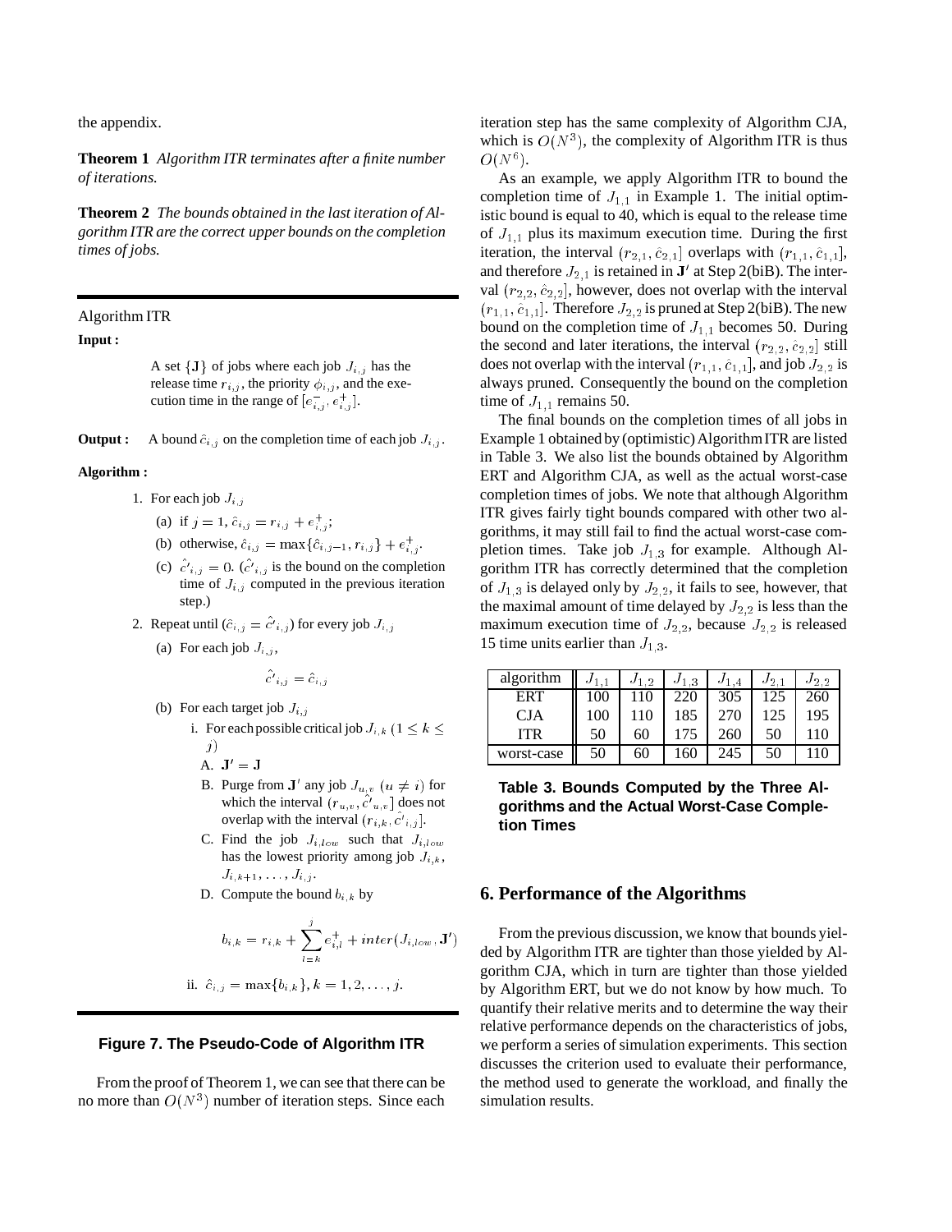the appendix.

**Theorem 1** *Algorithm ITR terminates after a finite number of iterations.*

**Theorem 2** *The bounds obtained in the last iteration of Algorithm ITR are the correct upper bounds on the completion times of jobs.*

---

Algorithm ITR

**Input :**

A set $\{\mathbf{J}\}$ of jobs where each job $J_{i,j}$ has the release time $r_{i,j}$, the priority $\phi_{i,j}$, and the execution time in the range of $[e^-_{i,j}, e^+_{i,j}]$.

**Output :** A bound $\hat{c}_{i,j}$ on the completion time of each job $J_{i,j}$.

**Algorithm :**

1. For each job $J_{i,j}$
   (a) if $j = 1$, $\hat{c}_{i,j} = r_{i,j} + e^+_{i,j}$;
   (b) otherwise, $\hat{c}_{i,j} = \max\{\hat{c}_{i,j-1}, r_{i,j}\} + e^+_{i,j}$.
   (c) $\hat{c'}_{i,j} = 0$. ($\hat{c'}_{i,j}$ is the bound on the completion time of $J_{i,j}$ computed in the previous iteration step.)
2. Repeat until ($\hat{c}_{i,j} = \hat{c'}_{i,j}$) for every job $J_{i,j}$
   (a) For each job $J_{i,j}$,
   $$\hat{c'}_{i,j} = \hat{c}_{i,j}$$
   (b) For each target job $J_{i,j}$
      i. For each possible critical job $J_{i,k}$ $(1 \leq k \leq j)$
         A. $\mathbf{J}' = \mathbf{J}$
         B. Purge from $\mathbf{J}'$ any job $J_{u,v}$ $(u \neq i)$ for which the interval $(r_{u,v}, \hat{c'}_{u,v}]$ does not overlap with the interval $(r_{i,k}, \hat{c'}_{i,j}]$.
         C. Find the job $J_{i,low}$ such that $J_{i,low}$ has the lowest priority among job $J_{i,k}$, $J_{i,k+1}, \ldots, J_{i,j}$.
         D. Compute the bound $b_{i,k}$ by
         $$b_{i,k} = r_{i,k} + \sum_{l=k}^{j} e^+_{i,l} + inter(J_{i,low}, \mathbf{J}')$$
      ii. $\hat{c}_{i,j} = \max\{b_{i,k}\}, k = 1, 2, \ldots, j.$

---

**Figure 7. The Pseudo-Code of Algorithm ITR**

From the proof of Theorem 1, we can see that there can be no more than $O(N^3)$ number of iteration steps. Since each iteration step has the same complexity of Algorithm CJA, which is $O(N^3)$, the complexity of Algorithm ITR is thus $O(N^6)$.

As an example, we apply Algorithm ITR to bound the completion time of $J_{1,1}$ in Example 1. The initial optimistic bound is equal to 40, which is equal to the release time of $J_{1,1}$ plus its maximum execution time. During the first iteration, the interval $(r_{2,1}, \hat{c}_{2,1}]$ overlaps with $(r_{1,1}, \hat{c}_{1,1}]$, and therefore $J_{2,1}$ is retained in $\mathbf{J}'$ at Step 2(biB). The interval $(r_{2,2}, \hat{c}_{2,2}]$, however, does not overlap with the interval $(r_{1,1}, \hat{c}_{1,1}]$. Therefore $J_{2,2}$ is pruned at Step 2(biB). The new bound on the completion time of $J_{1,1}$ becomes 50. During the second and later iterations, the interval $(r_{2,2}, \hat{c}_{2,2}]$ still does not overlap with the interval $(r_{1,1}, \hat{c}_{1,1}]$, and job $J_{2,2}$ is always pruned. Consequently the bound on the completion time of $J_{1,1}$ remains 50.

The final bounds on the completion times of all jobs in Example 1 obtained by (optimistic) Algorithm ITR are listed in Table 3. We also list the bounds obtained by Algorithm ERT and Algorithm CJA, as well as the actual worst-case completion times of jobs. We note that although Algorithm ITR gives fairly tight bounds compared with other two algorithms, it may still fail to find the actual worst-case completion times. Take job $J_{1,3}$ for example. Although Algorithm ITR has correctly determined that the completion of $J_{1,3}$ is delayed only by $J_{2,2}$, it fails to see, however, that the maximal amount of time delayed by $J_{2,2}$ is less than the maximum execution time of $J_{2,2}$, because $J_{2,2}$ is released 15 time units earlier than $J_{1,3}$.

| algorithm | $J_{1,1}$ | $J_{1,2}$ | $J_{1,3}$ | $J_{1,4}$ | $J_{2,1}$ | $J_{2,2}$ |
|---|---|---|---|---|---|---|
| ERT | 100 | 110 | 220 | 305 | 125 | 260 |
| CJA | 100 | 110 | 185 | 270 | 125 | 195 |
| ITR | 50 | 60 | 175 | 260 | 50 | 110 |
| worst-case | 50 | 60 | 160 | 245 | 50 | 110 |

**Table 3. Bounds Computed by the Three Algorithms and the Actual Worst-Case Completion Times**

## 6. Performance of the Algorithms

From the previous discussion, we know that bounds yielded by Algorithm ITR are tighter than those yielded by Algorithm CJA, which in turn are tighter than those yielded by Algorithm ERT, but we do not know by how much. To quantify their relative merits and to determine the way their relative performance depends on the characteristics of jobs, we perform a series of simulation experiments. This section discusses the criterion used to evaluate their performance, the method used to generate the workload, and finally the simulation results.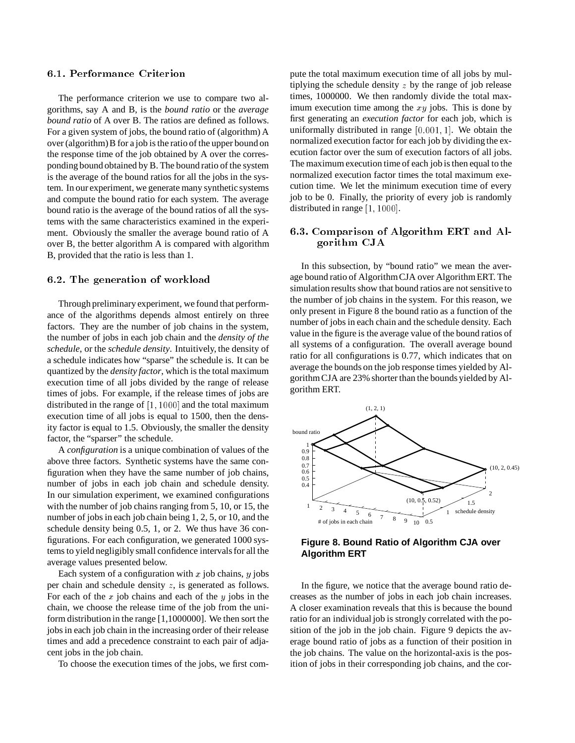### 6.1. Performance Criterion

The performance criterion we use to compare two algorithms, say A and B, is the *bound ratio* or the *average bound ratio* of A over B. The ratios are defined as follows. For a given system of jobs, the bound ratio of (algorithm) A over (algorithm) B for a job is the ratio of the upper bound on the response time of the job obtained by A over the corresponding bound obtained by B. The bound ratio of the system is the average of the bound ratios for all the jobs in the system. In our experiment, we generate many synthetic systems and compute the bound ratio for each system. The average bound ratio is the average of the bound ratios of all the systems with the same characteristics examined in the experiment. Obviously the smaller the average bound ratio of A over B, the better algorithm A is compared with algorithm B, provided that the ratio is less than 1.

### 6.2. The generation of workload

Through preliminary experiment, we found that performance of the algorithms depends almost entirely on three factors. They are the number of job chains in the system, the number of jobs in each job chain and the *density of the schedule*, or the *schedule density*. Intuitively, the density of a schedule indicates how "sparse" the schedule is. It can be quantized by the *density factor*, which is the total maximum execution time of all jobs divided by the range of release times of jobs. For example, if the release times of jobs are distributed in the range of $[1, 1000]$ and the total maximum execution time of all jobs is equal to 1500, then the density factor is equal to 1.5. Obviously, the smaller the density factor, the "sparser" the schedule.

A *configuration* is a unique combination of values of the above three factors. Synthetic systems have the same configuration when they have the same number of job chains, number of jobs in each job chain and schedule density. In our simulation experiment, we examined configurations with the number of job chains ranging from 5, 10, or 15, the number of jobs in each job chain being 1, 2, 5, or 10, and the schedule density being 0.5, 1, or 2. We thus have 36 configurations. For each configuration, we generated 1000 systems to yield negligibly small confidence intervals for all the average values presented below.

Each system of a configuration with $x$ job chains, $y$ jobs per chain and schedule density $z$, is generated as follows. For each of the $x$ job chains and each of the $y$ jobs in the chain, we choose the release time of the job from the uniform distribution in the range [1,1000000]. We then sort the jobs in each job chain in the increasing order of their release times and add a precedence constraint to each pair of adjacent jobs in the job chain.

To choose the execution times of the jobs, we first compute the total maximum execution time of all jobs by multiplying the schedule density $z$ by the range of job release times, 1000000. We then randomly divide the total maximum execution time among the $xy$ jobs. This is done by first generating an *execution factor* for each job, which is uniformally distributed in range $[0.001, 1]$. We obtain the normalized execution factor for each job by dividing the execution factor over the sum of execution factors of all jobs. The maximum execution time of each job is then equal to the normalized execution factor times the total maximum execution time. We let the minimum execution time of every job to be 0. Finally, the priority of every job is randomly distributed in range $[1, 1000]$.

### 6.3. Comparison of Algorithm ERT and Algorithm CJA

In this subsection, by "bound ratio" we mean the average bound ratio of Algorithm CJA over Algorithm ERT. The simulation results show that bound ratios are not sensitive to the number of job chains in the system. For this reason, we only present in Figure 8 the bound ratio as a function of the number of jobs in each chain and the schedule density. Each value in the figure is the average value of the bound ratios of all systems of a configuration. The overall average bound ratio for all configurations is 0.77, which indicates that on average the bounds on the job response times yielded by Algorithm CJA are 23% shorter than the bounds yielded by Algorithm ERT.

**Figure 8. Bound Ratio of Algorithm CJA over Algorithm ERT**

In the figure, we notice that the average bound ratio decreases as the number of jobs in each job chain increases. A closer examination reveals that this is because the bound ratio for an individual job is strongly correlated with the position of the job in the job chain. Figure 9 depicts the average bound ratio of jobs as a function of their position in the job chains. The value on the horizontal-axis is the position of jobs in their corresponding job chains, and the cor-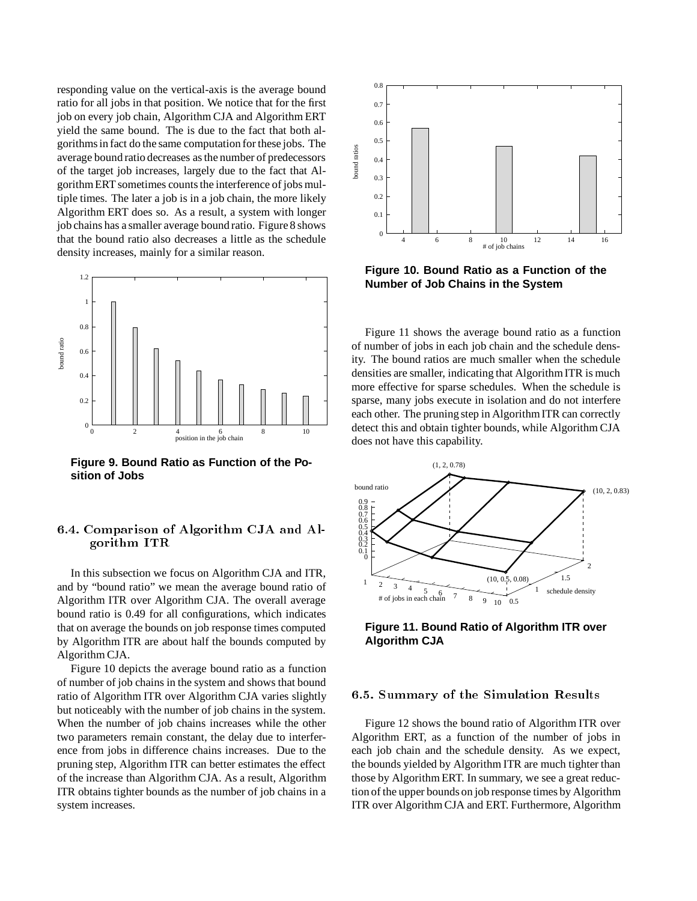responding value on the vertical-axis is the average bound ratio for all jobs in that position. We notice that for the first job on every job chain, Algorithm CJA and Algorithm ERT yield the same bound. The is due to the fact that both algorithms in fact do the same computation for these jobs. The average bound ratio decreases as the number of predecessors of the target job increases, largely due to the fact that Algorithm ERT sometimes counts the interference of jobs multiple times. The later a job is in a job chain, the more likely Algorithm ERT does so. As a result, a system with longer job chains has a smaller average bound ratio. Figure 8 shows that the bound ratio also decreases a little as the schedule density increases, mainly for a similar reason.

**Figure 9. Bound Ratio as Function of the Position of Jobs**

### 6.4. Comparison of Algorithm CJA and Algorithm ITR

In this subsection we focus on Algorithm CJA and ITR, and by "bound ratio" we mean the average bound ratio of Algorithm ITR over Algorithm CJA. The overall average bound ratio is 0.49 for all configurations, which indicates that on average the bounds on job response times computed by Algorithm ITR are about half the bounds computed by Algorithm CJA.

Figure 10 depicts the average bound ratio as a function of number of job chains in the system and shows that bound ratio of Algorithm ITR over Algorithm CJA varies slightly but noticeably with the number of job chains in the system. When the number of job chains increases while the other two parameters remain constant, the delay due to interference from jobs in difference chains increases. Due to the pruning step, Algorithm ITR can better estimates the effect of the increase than Algorithm CJA. As a result, Algorithm ITR obtains tighter bounds as the number of job chains in a system increases.

**Figure 10. Bound Ratio as a Function of the Number of Job Chains in the System**

Figure 11 shows the average bound ratio as a function of number of jobs in each job chain and the schedule density. The bound ratios are much smaller when the schedule densities are smaller, indicating that Algorithm ITR is much more effective for sparse schedules. When the schedule is sparse, many jobs execute in isolation and do not interfere each other. The pruning step in Algorithm ITR can correctly detect this and obtain tighter bounds, while Algorithm CJA does not have this capability.

**Figure 11. Bound Ratio of Algorithm ITR over Algorithm CJA**

### 6.5. Summary of the Simulation Results

Figure 12 shows the bound ratio of Algorithm ITR over Algorithm ERT, as a function of the number of jobs in each job chain and the schedule density. As we expect, the bounds yielded by Algorithm ITR are much tighter than those by Algorithm ERT. In summary, we see a great reduction of the upper bounds on job response times by Algorithm ITR over Algorithm CJA and ERT. Furthermore, Algorithm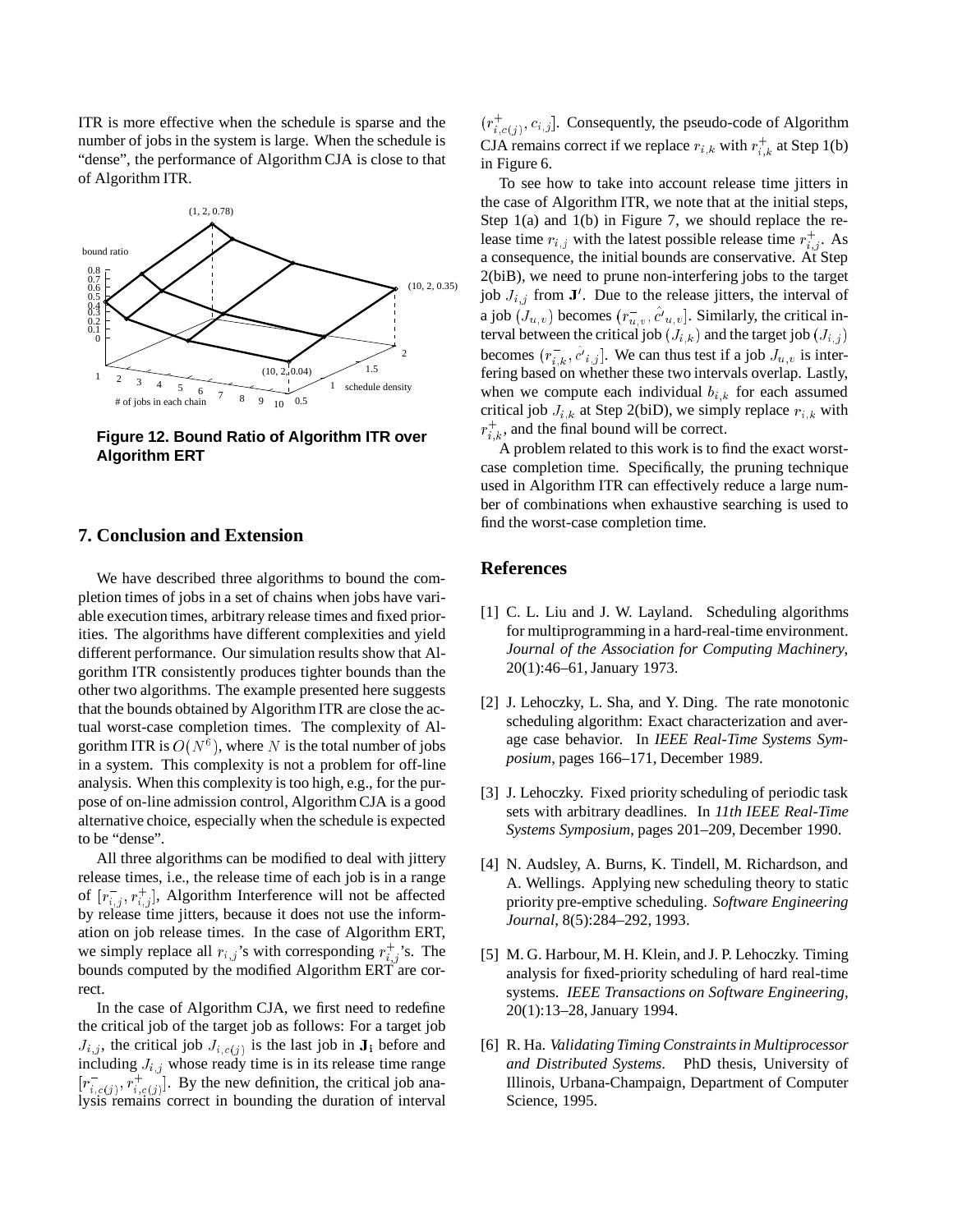ITR is more effective when the schedule is sparse and the number of jobs in the system is large. When the schedule is "dense", the performance of Algorithm CJA is close to that of Algorithm ITR.

**Figure 12. Bound Ratio of Algorithm ITR over Algorithm ERT**

## 7. Conclusion and Extension

We have described three algorithms to bound the completion times of jobs in a set of chains when jobs have variable execution times, arbitrary release times and fixed priorities. The algorithms have different complexities and yield different performance. Our simulation results show that Algorithm ITR consistently produces tighter bounds than the other two algorithms. The example presented here suggests that the bounds obtained by Algorithm ITR are close the actual worst-case completion times. The complexity of Algorithm ITR is $O(N^6)$, where $N$ is the total number of jobs in a system. This complexity is not a problem for off-line analysis. When this complexity is too high, e.g., for the purpose of on-line admission control, Algorithm CJA is a good alternative choice, especially when the schedule is expected to be "dense".

All three algorithms can be modified to deal with jittery release times, i.e., the release time of each job is in a range of $[r^-_{i,j}, r^+_{i,j}]$, Algorithm Interference will not be affected by release time jitters, because it does not use the information on job release times. In the case of Algorithm ERT, we simply replace all $r_{i,j}$'s with corresponding $r^+_{i,j}$'s. The bounds computed by the modified Algorithm ERT are correct.

In the case of Algorithm CJA, we first need to redefine the critical job of the target job as follows: For a target job $J_{i,j}$, the critical job $J_{i,c(j)}$ is the last job in $\mathbf{J_i}$ before and including $J_{i,j}$ whose ready time is in its release time range $[r^-_{i,c(j)}, r^+_{i,c(j)}]$. By the new definition, the critical job analysis remains correct in bounding the duration of interval $(r^+_{i,c(j)}, c_{i,j}]$. Consequently, the pseudo-code of Algorithm CJA remains correct if we replace $r_{i,k}$ with $r^+_{i,k}$ at Step 1(b) in Figure 6.

To see how to take into account release time jitters in the case of Algorithm ITR, we note that at the initial steps, Step 1(a) and 1(b) in Figure 7, we should replace the release time $r_{i,j}$ with the latest possible release time $r^+_{i,j}$. As a consequence, the initial bounds are conservative. At Step 2(biB), we need to prune non-interfering jobs to the target job $J_{i,j}$ from $\mathbf{J}'$. Due to the release jitters, the interval of a job $(J_{u,v})$ becomes $(r^-_{u,v}, \hat{c'}_{u,v}]$. Similarly, the critical interval between the critical job $(J_{i,k})$ and the target job $(J_{i,j})$ becomes $(r^-_{i,k}, \hat{c'}_{i,j}]$. We can thus test if a job $J_{u,v}$ is interfering based on whether these two intervals overlap. Lastly, when we compute each individual $b_{i,k}$ for each assumed critical job $J_{i,k}$ at Step 2(biD), we simply replace $r_{i,k}$ with $r^+_{i,k}$, and the final bound will be correct.

A problem related to this work is to find the exact worst-case completion time. Specifically, the pruning technique used in Algorithm ITR can effectively reduce a large number of combinations when exhaustive searching is used to find the worst-case completion time.

## References

[1] C. L. Liu and J. W. Layland. Scheduling algorithms for multiprogramming in a hard-real-time environment. *Journal of the Association for Computing Machinery*, 20(1):46–61, January 1973.

[2] J. Lehoczky, L. Sha, and Y. Ding. The rate monotonic scheduling algorithm: Exact characterization and average case behavior. In *IEEE Real-Time Systems Symposium*, pages 166–171, December 1989.

[3] J. Lehoczky. Fixed priority scheduling of periodic task sets with arbitrary deadlines. In *11th IEEE Real-Time Systems Symposium*, pages 201–209, December 1990.

[4] N. Audsley, A. Burns, K. Tindell, M. Richardson, and A. Wellings. Applying new scheduling theory to static priority pre-emptive scheduling. *Software Engineering Journal*, 8(5):284–292, 1993.

[5] M. G. Harbour, M. H. Klein, and J. P. Lehoczky. Timing analysis for fixed-priority scheduling of hard real-time systems. *IEEE Transactions on Software Engineering*, 20(1):13–28, January 1994.

[6] R. Ha. *Validating Timing Constraints in Multiprocessor and Distributed Systems*. PhD thesis, University of Illinois, Urbana-Champaign, Department of Computer Science, 1995.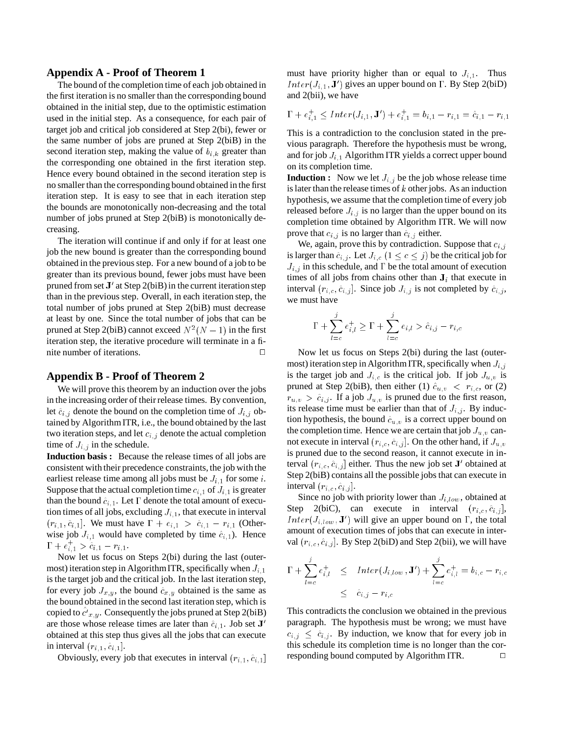## Appendix A - Proof of Theorem 1

The bound of the completion time of each job obtained in the first iteration is no smaller than the corresponding bound obtained in the initial step, due to the optimistic estimation used in the initial step. As a consequence, for each pair of target job and critical job considered at Step 2(bi), fewer or the same number of jobs are pruned at Step 2(biB) in the second iteration step, making the value of $b_{i,k}$ greater than the corresponding one obtained in the first iteration step. Hence every bound obtained in the second iteration step is no smaller than the corresponding bound obtained in the first iteration step. It is easy to see that in each iteration step the bounds are monotonically non-decreasing and the total number of jobs pruned at Step 2(biB) is monotonically decreasing.

The iteration will continue if and only if for at least one job the new bound is greater than the corresponding bound obtained in the previous step. For a new bound of a job to be greater than its previous bound, fewer jobs must have been pruned from set $\mathbf{J}'$ at Step 2(biB) in the current iteration step than in the previous step. Overall, in each iteration step, the total number of jobs pruned at Step 2(biB) must decrease at least by one. Since the total number of jobs that can be pruned at Step 2(biB) cannot exceed $N^2(N-1)$ in the first iteration step, the iterative procedure will terminate in a finite number of iterations. □

## Appendix B - Proof of Theorem 2

We will prove this theorem by an induction over the jobs in the increasing order of their release times. By convention, let $\hat{c}_{i,j}$ denote the bound on the completion time of $J_{i,j}$ obtained by Algorithm ITR, i.e., the bound obtained by the last two iteration steps, and let $c_{i,j}$ denote the actual completion time of $J_{i,j}$ in the schedule.

**Induction basis :** Because the release times of all jobs are consistent with their precedence constraints, the job with the earliest release time among all jobs must be $J_{i,1}$ for some $i$. Suppose that the actual completion time $c_{i,1}$ of $J_{i,1}$ is greater than the bound $\hat{c}_{i,1}$. Let $\Gamma$ denote the total amount of execution times of all jobs, excluding $J_{i,1}$, that execute in interval $(r_{i,1}, \hat{c}_{i,1}]$. We must have $\Gamma + e_{i,1} > \hat{c}_{i,1} - r_{i,1}$ (Otherwise job $J_{i,1}$ would have completed by time $\hat{c}_{i,1}$). Hence $\Gamma + e^+_{i,1} > \hat{c}_{i,1} - r_{i,1}$.

Now let us focus on Steps 2(bi) during the last (outermost) iteration step in Algorithm ITR, specifically when $J_{i,1}$ is the target job and the critical job. In the last iteration step, for every job $J_{x,y}$, the bound $\hat{c}_{x,y}$ obtained is the same as the bound obtained in the second last iteration step, which is copied to $\hat{c'}_{x,y}$. Consequently the jobs pruned at Step 2(biB) are those whose release times are later than $\hat{c}_{i,1}$. Job set $\mathbf{J}'$ obtained at this step thus gives all the jobs that can execute in interval $(r_{i,1}, \hat{c}_{i,1}]$.

Obviously, every job that executes in interval $(r_{i,1}, \hat{c}_{i,1}]$ must have priority higher than or equal to $J_{i,1}$. Thus $Inter(J_{i,1}, \mathbf{J}')$ gives an upper bound on $\Gamma$. By Step 2(biD) and 2(bii), we have

$$\Gamma + e^+_{i,1} \le Inter(J_{i,1}, \mathbf{J}') + e^+_{i,1} = b_{i,1} - r_{i,1} = \hat{c}_{i,1} - r_{i,1}$$

This is a contradiction to the conclusion stated in the previous paragraph. Therefore the hypothesis must be wrong, and for job $J_{i,1}$ Algorithm ITR yields a correct upper bound on its completion time.

**Induction :** Now we let $J_{i,j}$ be the job whose release time is later than the release times of $k$ other jobs. As an induction hypothesis, we assume that the completion time of every job released before $J_{i,j}$ is no larger than the upper bound on its completion time obtained by Algorithm ITR. We will now prove that $c_{i,j}$ is no larger than $\hat{c}_{i,j}$ either.

We, again, prove this by contradiction. Suppose that $c_{i,j}$ is larger than $\hat{c}_{i,j}$. Let $J_{i,c}$ $(1 \le c \le j)$ be the critical job for $J_{i,j}$ in this schedule, and $\Gamma$ be the total amount of execution times of all jobs from chains other than $\mathbf{J}_i$ that execute in interval $(r_{i,c}, \hat{c}_{i,j}]$. Since job $J_{i,j}$ is not completed by $\hat{c}_{i,j}$, we must have

$$\Gamma + \sum_{l=c}^{j} e^+_{i,l} \ge \Gamma + \sum_{l=c}^{j} e_{i,l} > \hat{c}_{i,j} - r_{i,c}$$

Now let us focus on Steps 2(bi) during the last (outermost) iteration step in Algorithm ITR, specifically when $J_{i,j}$ is the target job and $J_{i,c}$ is the critical job. If job $J_{u,v}$ is pruned at Step 2(biB), then either (1) $\hat{c}_{u,v} < r_{i,c}$, or (2) $r_{u,v} > \hat{c}_{i,j}$. If a job $J_{u,v}$ is pruned due to the first reason, its release time must be earlier than that of $J_{i,j}$. By induction hypothesis, the bound $\hat{c}_{u,v}$ is a correct upper bound on the completion time. Hence we are certain that job $J_{u,v}$ cannot execute in interval $(r_{i,c}, \hat{c}_{i,j}]$. On the other hand, if $J_{u,v}$ is pruned due to the second reason, it cannot execute in interval $(r_{i,c}, \hat{c}_{i,j}]$ either. Thus the new job set $\mathbf{J}'$ obtained at Step 2(biB) contains all the possible jobs that can execute in interval $(r_{i,c}, \hat{c}_{i,j}]$.

Since no job with priority lower than $J_{i,low}$, obtained at Step 2(biC), can execute in interval $(r_{i,c}, \hat{c}_{i,j}]$, $Inter(J_{i,low}, \mathbf{J}')$ will give an upper bound on $\Gamma$, the total amount of execution times of jobs that can execute in interval $(r_{i,c}, \hat{c}_{i,j}]$. By Step 2(biD) and Step 2(bii), we will have

$$\begin{aligned}\Gamma + \sum_{l=c}^{j} e^+_{i,l} &\le Inter(J_{i,low}, \mathbf{J}') + \sum_{l=c}^{j} e^+_{i,l} = b_{i,c} - r_{i,c} \\ &\le \hat{c}_{i,j} - r_{i,c}\end{aligned}$$

This contradicts the conclusion we obtained in the previous paragraph. The hypothesis must be wrong; we must have $c_{i,j} \le \hat{c}_{i,j}$. By induction, we know that for every job in this schedule its completion time is no longer than the corresponding bound computed by Algorithm ITR. □